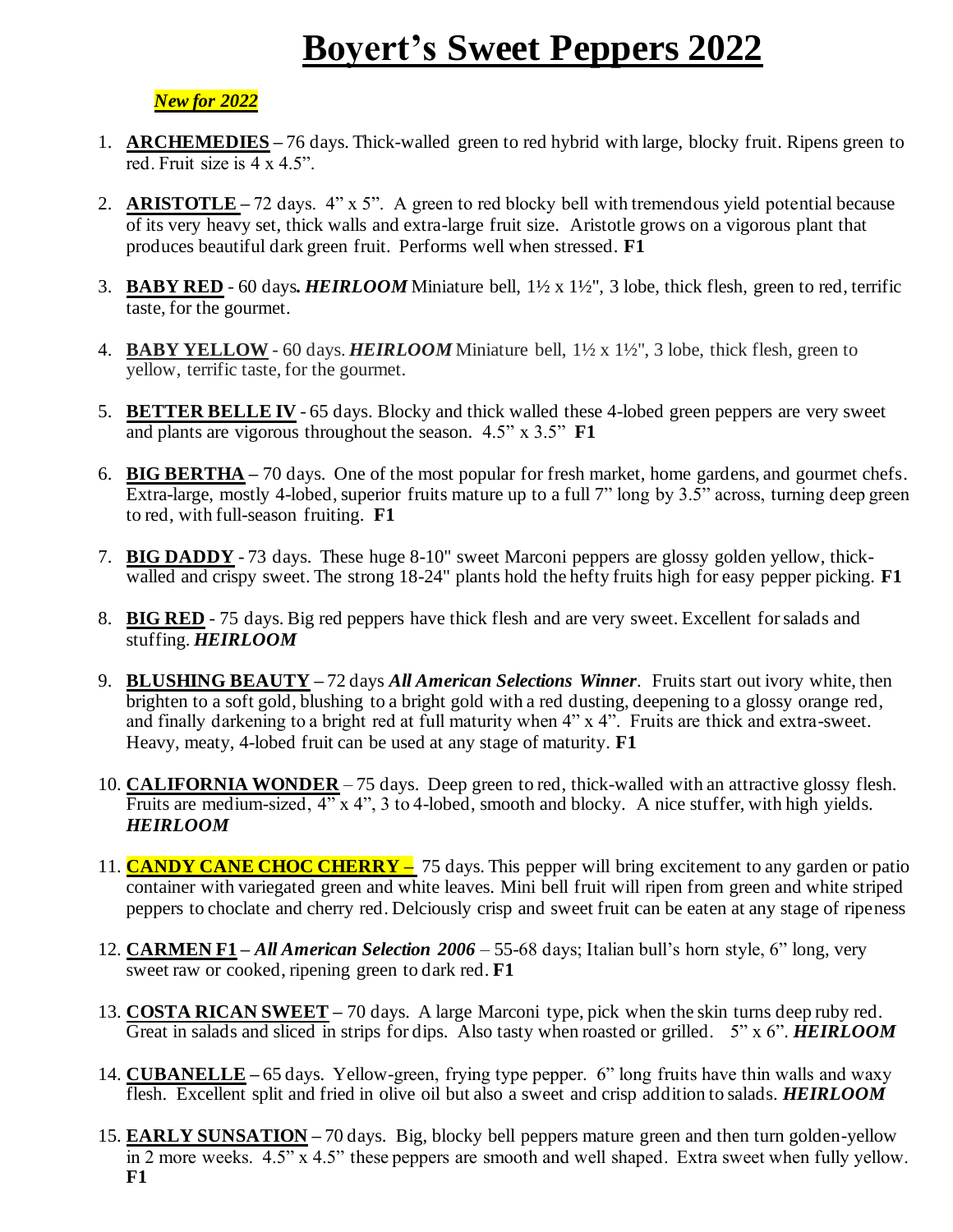# Boyert's Sweet Peppers 2022

***New for 2022***

1. **ARCHEMEDIES –** 76 days. Thick-walled green to red hybrid with large, blocky fruit. Ripens green to red. Fruit size is 4 x 4.5".

2. **ARISTOTLE –** 72 days. 4" x 5". A green to red blocky bell with tremendous yield potential because of its very heavy set, thick walls and extra-large fruit size. Aristotle grows on a vigorous plant that produces beautiful dark green fruit. Performs well when stressed. **F1**

3. **BABY RED** - 60 days**.** ***HEIRLOOM*** Miniature bell, 1½ x 1½", 3 lobe, thick flesh, green to red, terrific taste, for the gourmet.

4. **BABY YELLOW** - 60 days. ***HEIRLOOM*** Miniature bell, 1½ x 1½", 3 lobe, thick flesh, green to yellow, terrific taste, for the gourmet.

5. **BETTER BELLE IV** - 65 days. Blocky and thick walled these 4-lobed green peppers are very sweet and plants are vigorous throughout the season. 4.5" x 3.5" **F1**

6. **BIG BERTHA –** 70 days. One of the most popular for fresh market, home gardens, and gourmet chefs. Extra-large, mostly 4-lobed, superior fruits mature up to a full 7" long by 3.5" across, turning deep green to red, with full-season fruiting. **F1**

7. **BIG DADDY** - 73 days. These huge 8-10" sweet Marconi peppers are glossy golden yellow, thick-walled and crispy sweet. The strong 18-24" plants hold the hefty fruits high for easy pepper picking. **F1**

8. **BIG RED** - 75 days. Big red peppers have thick flesh and are very sweet. Excellent for salads and stuffing. ***HEIRLOOM***

9. **BLUSHING BEAUTY –** 72 days ***All American Selections Winner***. Fruits start out ivory white, then brighten to a soft gold, blushing to a bright gold with a red dusting, deepening to a glossy orange red, and finally darkening to a bright red at full maturity when 4" x 4". Fruits are thick and extra-sweet. Heavy, meaty, 4-lobed fruit can be used at any stage of maturity. **F1**

10. **CALIFORNIA WONDER** – 75 days. Deep green to red, thick-walled with an attractive glossy flesh. Fruits are medium-sized, 4" x 4", 3 to 4-lobed, smooth and blocky. A nice stuffer, with high yields. ***HEIRLOOM***

11. **CANDY CANE CHOC CHERRY –** 75 days. This pepper will bring excitement to any garden or patio container with variegated green and white leaves. Mini bell fruit will ripen from green and white striped peppers to choclate and cherry red. Delciously crisp and sweet fruit can be eaten at any stage of ripeness

12. **CARMEN F1 –** ***All American Selection 2006*** – 55-68 days; Italian bull's horn style, 6" long, very sweet raw or cooked, ripening green to dark red. **F1**

13. **COSTA RICAN SWEET –** 70 days. A large Marconi type, pick when the skin turns deep ruby red. Great in salads and sliced in strips for dips. Also tasty when roasted or grilled. 5" x 6". ***HEIRLOOM***

14. **CUBANELLE –** 65 days. Yellow-green, frying type pepper. 6" long fruits have thin walls and waxy flesh. Excellent split and fried in olive oil but also a sweet and crisp addition to salads. ***HEIRLOOM***

15. **EARLY SUNSATION –** 70 days. Big, blocky bell peppers mature green and then turn golden-yellow in 2 more weeks. 4.5" x 4.5" these peppers are smooth and well shaped. Extra sweet when fully yellow. **F1**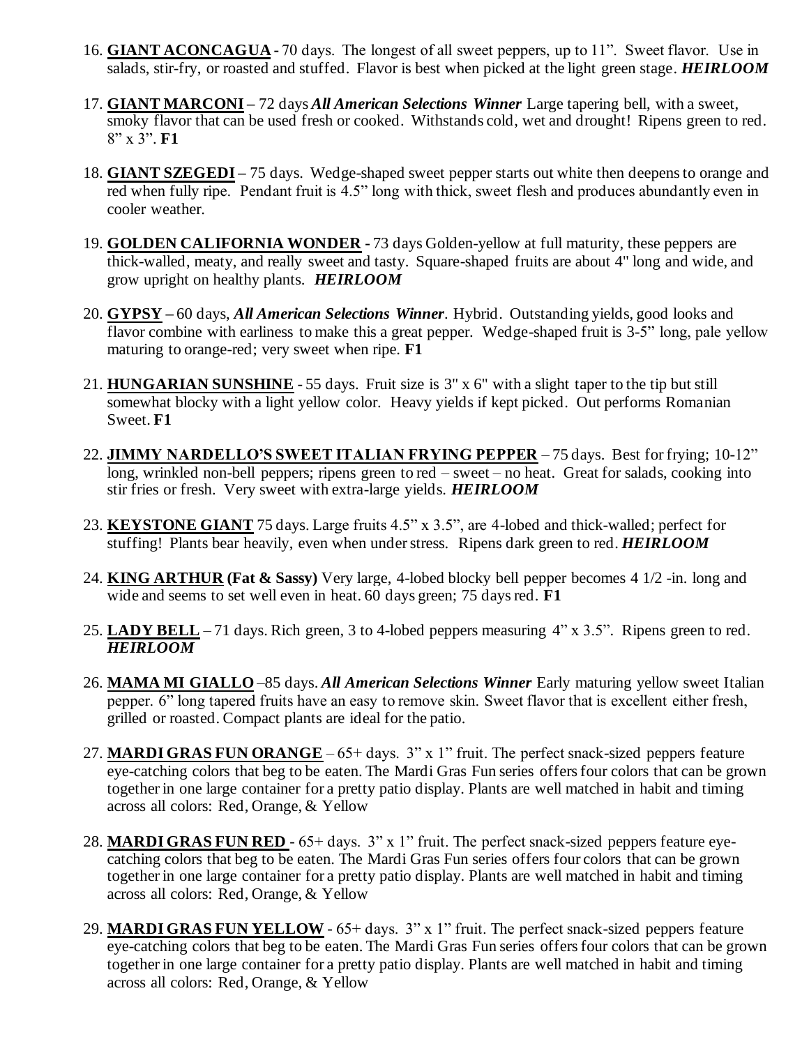16. **GIANT ACONCAGUA** - 70 days. The longest of all sweet peppers, up to 11". Sweet flavor. Use in salads, stir-fry, or roasted and stuffed. Flavor is best when picked at the light green stage. ***HEIRLOOM***

17. **GIANT MARCONI** – 72 days ***All American Selections Winner*** Large tapering bell, with a sweet, smoky flavor that can be used fresh or cooked. Withstands cold, wet and drought! Ripens green to red. 8" x 3". **F1**

18. **GIANT SZEGEDI** – 75 days. Wedge-shaped sweet pepper starts out white then deepens to orange and red when fully ripe. Pendant fruit is 4.5" long with thick, sweet flesh and produces abundantly even in cooler weather.

19. **GOLDEN CALIFORNIA WONDER** - 73 days Golden-yellow at full maturity, these peppers are thick-walled, meaty, and really sweet and tasty. Square-shaped fruits are about 4" long and wide, and grow upright on healthy plants. ***HEIRLOOM***

20. **GYPSY** – 60 days, ***All American Selections Winner***. Hybrid. Outstanding yields, good looks and flavor combine with earliness to make this a great pepper. Wedge-shaped fruit is 3-5" long, pale yellow maturing to orange-red; very sweet when ripe. **F1**

21. **HUNGARIAN SUNSHINE** - 55 days. Fruit size is 3" x 6" with a slight taper to the tip but still somewhat blocky with a light yellow color. Heavy yields if kept picked. Out performs Romanian Sweet. **F1**

22. **JIMMY NARDELLO'S SWEET ITALIAN FRYING PEPPER** – 75 days. Best for frying; 10-12" long, wrinkled non-bell peppers; ripens green to red – sweet – no heat. Great for salads, cooking into stir fries or fresh. Very sweet with extra-large yields. ***HEIRLOOM***

23. **KEYSTONE GIANT** 75 days. Large fruits 4.5" x 3.5", are 4-lobed and thick-walled; perfect for stuffing! Plants bear heavily, even when under stress. Ripens dark green to red. ***HEIRLOOM***

24. **KING ARTHUR (Fat & Sassy)** Very large, 4-lobed blocky bell pepper becomes 4 1/2 -in. long and wide and seems to set well even in heat. 60 days green; 75 days red. **F1**

25. **LADY BELL** – 71 days. Rich green, 3 to 4-lobed peppers measuring 4" x 3.5". Ripens green to red. ***HEIRLOOM***

26. **MAMA MI GIALLO** –85 days. ***All American Selections Winner*** Early maturing yellow sweet Italian pepper. 6" long tapered fruits have an easy to remove skin. Sweet flavor that is excellent either fresh, grilled or roasted. Compact plants are ideal for the patio.

27. **MARDI GRAS FUN ORANGE** – 65+ days. 3" x 1" fruit. The perfect snack-sized peppers feature eye-catching colors that beg to be eaten. The Mardi Gras Fun series offers four colors that can be grown together in one large container for a pretty patio display. Plants are well matched in habit and timing across all colors: Red, Orange, & Yellow

28. **MARDI GRAS FUN RED** - 65+ days. 3" x 1" fruit. The perfect snack-sized peppers feature eye-catching colors that beg to be eaten. The Mardi Gras Fun series offers four colors that can be grown together in one large container for a pretty patio display. Plants are well matched in habit and timing across all colors: Red, Orange, & Yellow

29. **MARDI GRAS FUN YELLOW** - 65+ days. 3" x 1" fruit. The perfect snack-sized peppers feature eye-catching colors that beg to be eaten. The Mardi Gras Fun series offers four colors that can be grown together in one large container for a pretty patio display. Plants are well matched in habit and timing across all colors: Red, Orange, & Yellow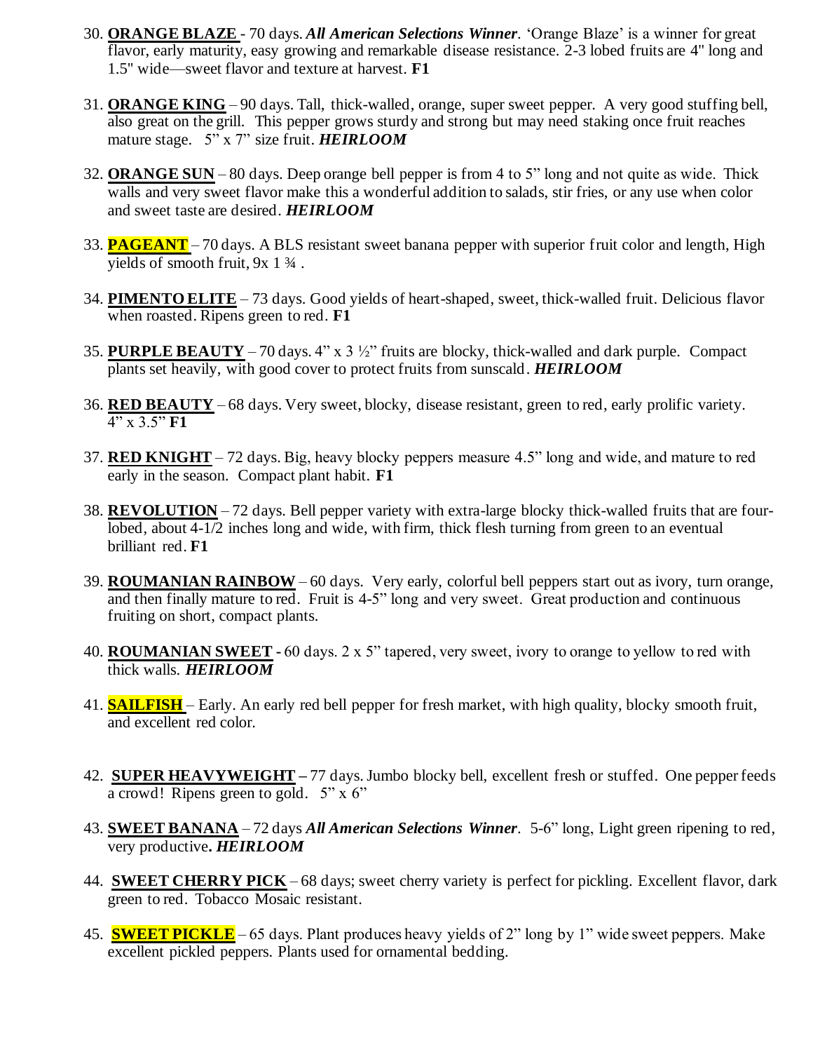30. **ORANGE BLAZE** - 70 days. ***All American Selections Winner***. 'Orange Blaze' is a winner for great flavor, early maturity, easy growing and remarkable disease resistance. 2-3 lobed fruits are 4" long and 1.5" wide—sweet flavor and texture at harvest. **F1**

31. **ORANGE KING** – 90 days. Tall, thick-walled, orange, super sweet pepper. A very good stuffing bell, also great on the grill. This pepper grows sturdy and strong but may need staking once fruit reaches mature stage. 5" x 7" size fruit. ***HEIRLOOM***

32. **ORANGE SUN** – 80 days. Deep orange bell pepper is from 4 to 5" long and not quite as wide. Thick walls and very sweet flavor make this a wonderful addition to salads, stir fries, or any use when color and sweet taste are desired. ***HEIRLOOM***

33. **PAGEANT** – 70 days. A BLS resistant sweet banana pepper with superior fruit color and length, High yields of smooth fruit, 9x 1 ¾ .

34. **PIMENTO ELITE** – 73 days. Good yields of heart-shaped, sweet, thick-walled fruit. Delicious flavor when roasted. Ripens green to red. **F1**

35. **PURPLE BEAUTY** – 70 days. 4" x 3 ½" fruits are blocky, thick-walled and dark purple. Compact plants set heavily, with good cover to protect fruits from sunscald. ***HEIRLOOM***

36. **RED BEAUTY** – 68 days. Very sweet, blocky, disease resistant, green to red, early prolific variety. 4" x 3.5" **F1**

37. **RED KNIGHT** – 72 days. Big, heavy blocky peppers measure 4.5" long and wide, and mature to red early in the season. Compact plant habit. **F1**

38. **REVOLUTION** – 72 days. Bell pepper variety with extra-large blocky thick-walled fruits that are four-lobed, about 4-1/2 inches long and wide, with firm, thick flesh turning from green to an eventual brilliant red. **F1**

39. **ROUMANIAN RAINBOW** – 60 days. Very early, colorful bell peppers start out as ivory, turn orange, and then finally mature to red. Fruit is 4-5" long and very sweet. Great production and continuous fruiting on short, compact plants.

40. **ROUMANIAN SWEET -** 60 days. 2 x 5" tapered, very sweet, ivory to orange to yellow to red with thick walls. ***HEIRLOOM***

41. **SAILFISH** – Early. An early red bell pepper for fresh market, with high quality, blocky smooth fruit, and excellent red color.

42. **SUPER HEAVYWEIGHT –** 77 days. Jumbo blocky bell, excellent fresh or stuffed. One pepper feeds a crowd! Ripens green to gold. 5" x 6"

43. **SWEET BANANA** – 72 days ***All American Selections Winner***. 5-6" long, Light green ripening to red, very productive**.** ***HEIRLOOM***

44. **SWEET CHERRY PICK** – 68 days; sweet cherry variety is perfect for pickling. Excellent flavor, dark green to red. Tobacco Mosaic resistant.

45. **SWEET PICKLE** – 65 days. Plant produces heavy yields of 2" long by 1" wide sweet peppers. Make excellent pickled peppers. Plants used for ornamental bedding.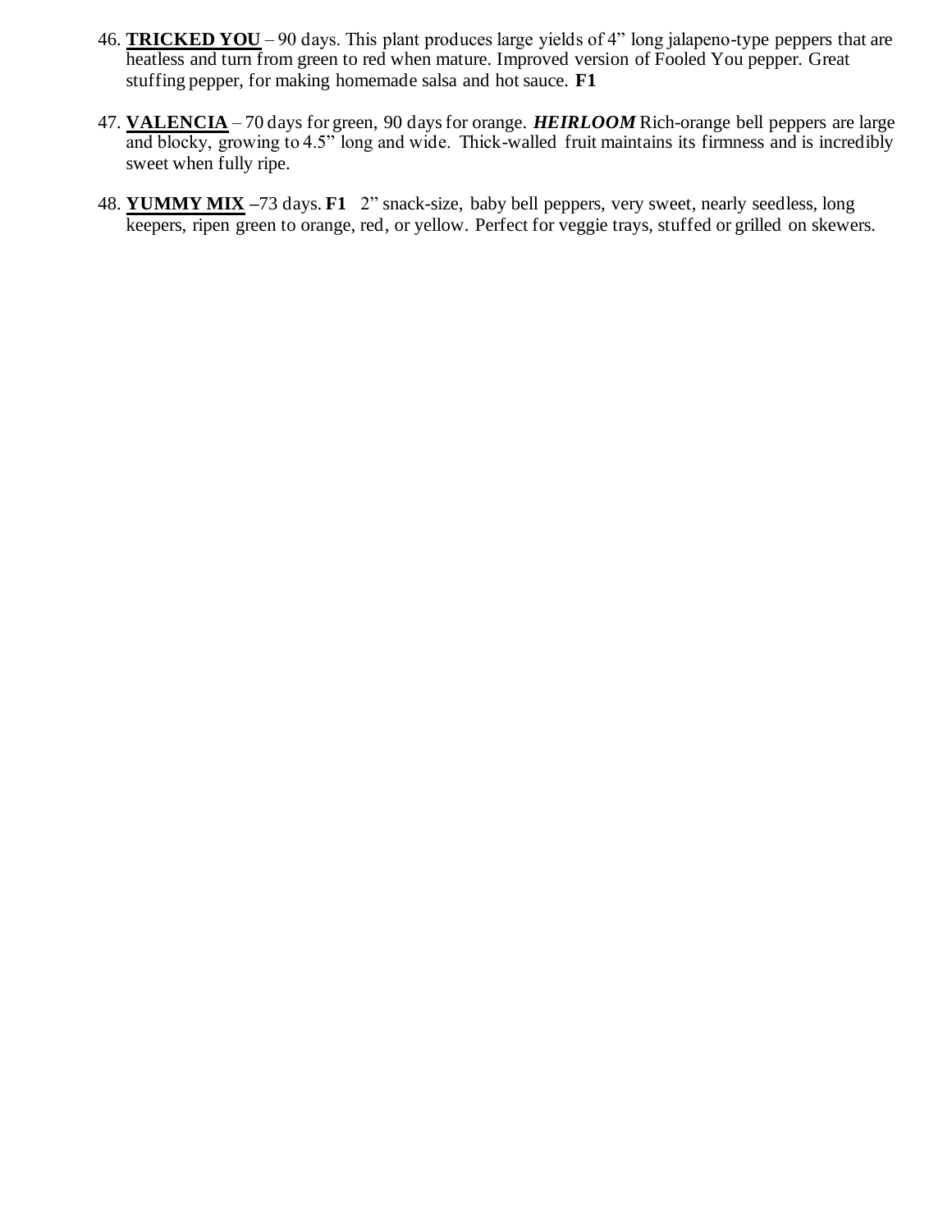46. **TRICKED YOU** – 90 days. This plant produces large yields of 4" long jalapeno-type peppers that are heatless and turn from green to red when mature. Improved version of Fooled You pepper. Great stuffing pepper, for making homemade salsa and hot sauce. **F1**

47. **VALENCIA** – 70 days for green, 90 days for orange. ***HEIRLOOM*** Rich-orange bell peppers are large and blocky, growing to 4.5" long and wide. Thick-walled fruit maintains its firmness and is incredibly sweet when fully ripe.

48. **YUMMY MIX** –73 days. **F1** 2" snack-size, baby bell peppers, very sweet, nearly seedless, long keepers, ripen green to orange, red, or yellow. Perfect for veggie trays, stuffed or grilled on skewers.